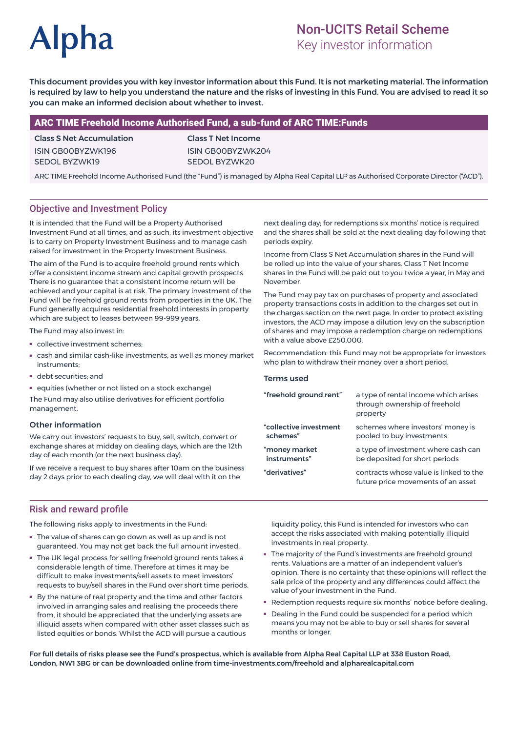Alpha

# Non-UCITS Retail Scheme
Key investor information

**This document provides you with key investor information about this Fund. It is not marketing material. The information is required by law to help you understand the nature and the risks of investing in this Fund. You are advised to read it so you can make an informed decision about whether to invest.**

## ARC TIME Freehold Income Authorised Fund, a sub-fund of ARC TIME:Funds

| Class S Net Accumulation | Class T Net Income |
|---|---|
| ISIN GB00BYZWK196 | ISIN GB00BYZWK204 |
| SEDOL BYZWK19 | SEDOL BYZWK20 |

ARC TIME Freehold Income Authorised Fund (the "Fund") is managed by Alpha Real Capital LLP as Authorised Corporate Director ("ACD").

## Objective and Investment Policy

It is intended that the Fund will be a Property Authorised Investment Fund at all times, and as such, its investment objective is to carry on Property Investment Business and to manage cash raised for investment in the Property Investment Business.

The aim of the Fund is to acquire freehold ground rents which offer a consistent income stream and capital growth prospects. There is no guarantee that a consistent income return will be achieved and your capital is at risk. The primary investment of the Fund will be freehold ground rents from properties in the UK. The Fund generally acquires residential freehold interests in property which are subject to leases between 99-999 years.

The Fund may also invest in:

- collective investment schemes;
- cash and similar cash-like investments, as well as money market instruments;
- debt securities; and
- equities (whether or not listed on a stock exchange)

The Fund may also utilise derivatives for efficient portfolio management.

### Other information

We carry out investors' requests to buy, sell, switch, convert or exchange shares at midday on dealing days, which are the 12th day of each month (or the next business day).

If we receive a request to buy shares after 10am on the business day 2 days prior to each dealing day, we will deal with it on the next dealing day; for redemptions six months' notice is required and the shares shall be sold at the next dealing day following that periods expiry.

Income from Class S Net Accumulation shares in the Fund will be rolled up into the value of your shares. Class T Net Income shares in the Fund will be paid out to you twice a year, in May and November.

The Fund may pay tax on purchases of property and associated property transactions costs in addition to the charges set out in the charges section on the next page. In order to protect existing investors, the ACD may impose a dilution levy on the subscription of shares and may impose a redemption charge on redemptions with a value above £250,000.

Recommendation: this Fund may not be appropriate for investors who plan to withdraw their money over a short period.

### Terms used

| | |
|---|---|
| **"freehold ground rent"** | a type of rental income which arises through ownership of freehold property |
| **"collective investment schemes"** | schemes where investors' money is pooled to buy investments |
| **"money market instruments"** | a type of investment where cash can be deposited for short periods |
| **"derivatives"** | contracts whose value is linked to the future price movements of an asset |

## Risk and reward profile

The following risks apply to investments in the Fund:

- The value of shares can go down as well as up and is not guaranteed. You may not get back the full amount invested.
- The UK legal process for selling freehold ground rents takes a considerable length of time. Therefore at times it may be difficult to make investments/sell assets to meet investors' requests to buy/sell shares in the Fund over short time periods.
- By the nature of real property and the time and other factors involved in arranging sales and realising the proceeds there from, it should be appreciated that the underlying assets are illiquid assets when compared with other asset classes such as listed equities or bonds. Whilst the ACD will pursue a cautious liquidity policy, this Fund is intended for investors who can accept the risks associated with making potentially illiquid investments in real property.
- The majority of the Fund's investments are freehold ground rents. Valuations are a matter of an independent valuer's opinion. There is no certainty that these opinions will reflect the sale price of the property and any differences could affect the value of your investment in the Fund.
- Redemption requests require six months' notice before dealing.
- Dealing in the Fund could be suspended for a period which means you may not be able to buy or sell shares for several months or longer.

**For full details of risks please see the Fund's prospectus, which is available from Alpha Real Capital LLP at 338 Euston Road, London, NW1 3BG or can be downloaded online from time-investments.com/freehold and alpharealcapital.com**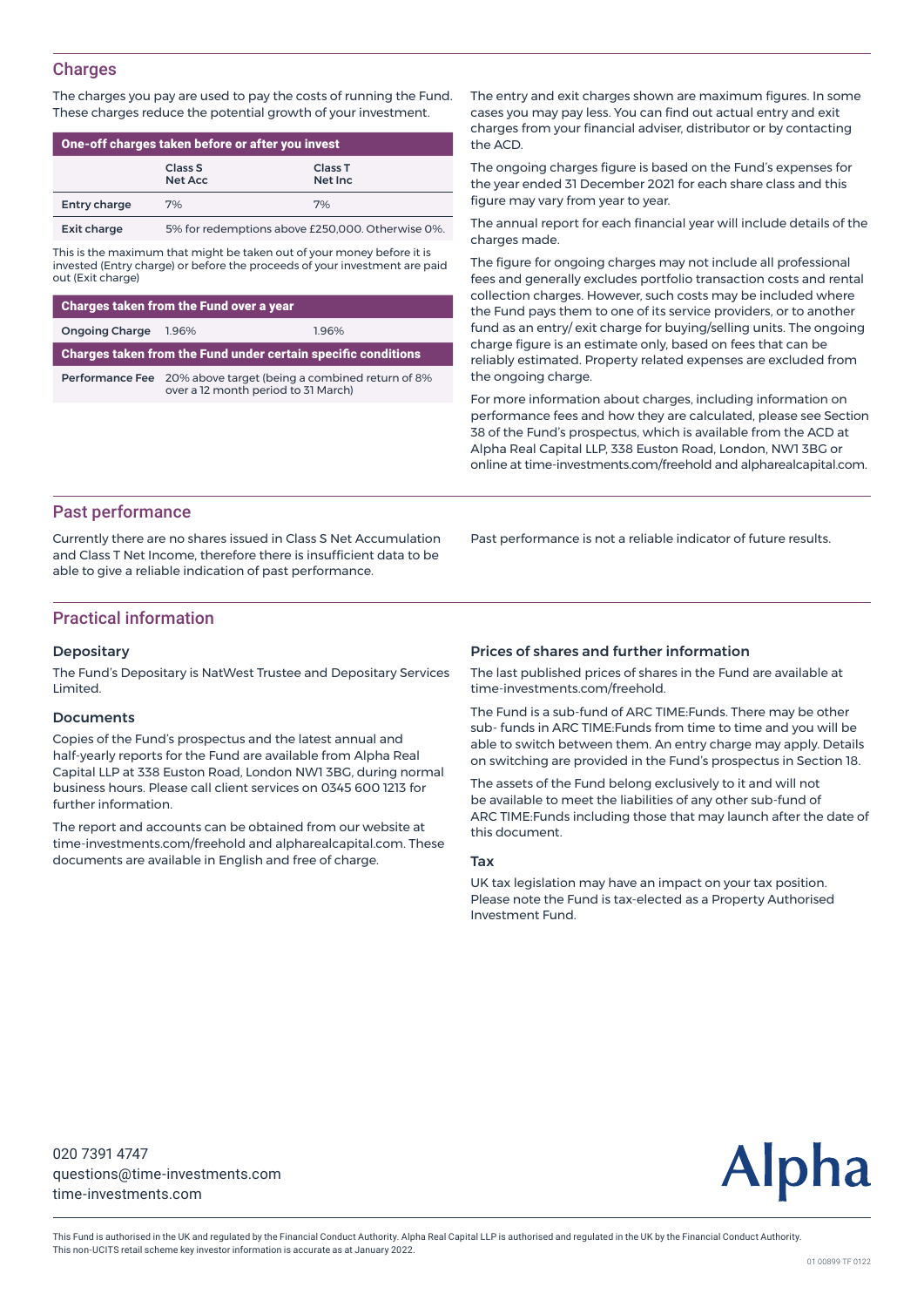## Charges

The charges you pay are used to pay the costs of running the Fund. These charges reduce the potential growth of your investment.

| One-off charges taken before or after you invest | | |
|---|---|---|
| | Class S Net Acc | Class T Net Inc |
| Entry charge | 7% | 7% |
| Exit charge | 5% for redemptions above £250,000. Otherwise 0%. | |

This is the maximum that might be taken out of your money before it is invested (Entry charge) or before the proceeds of your investment are paid out (Exit charge)

| Charges taken from the Fund over a year | | |
|---|---|---|
| Ongoing Charge | 1.96% | 1.96% |
| **Charges taken from the Fund under certain specific conditions** | | |
| Performance Fee | 20% above target (being a combined return of 8% over a 12 month period to 31 March) | |

The entry and exit charges shown are maximum figures. In some cases you may pay less. You can find out actual entry and exit charges from your financial adviser, distributor or by contacting the ACD.

The ongoing charges figure is based on the Fund's expenses for the year ended 31 December 2021 for each share class and this figure may vary from year to year.

The annual report for each financial year will include details of the charges made.

The figure for ongoing charges may not include all professional fees and generally excludes portfolio transaction costs and rental collection charges. However, such costs may be included where the Fund pays them to one of its service providers, or to another fund as an entry/ exit charge for buying/selling units. The ongoing charge figure is an estimate only, based on fees that can be reliably estimated. Property related expenses are excluded from the ongoing charge.

For more information about charges, including information on performance fees and how they are calculated, please see Section 38 of the Fund's prospectus, which is available from the ACD at Alpha Real Capital LLP, 338 Euston Road, London, NW1 3BG or online at time-investments.com/freehold and alpharealcapital.com.

## Past performance

Currently there are no shares issued in Class S Net Accumulation and Class T Net Income, therefore there is insufficient data to be able to give a reliable indication of past performance.

Past performance is not a reliable indicator of future results.

## Practical information

### Depositary

The Fund's Depositary is NatWest Trustee and Depositary Services Limited.

### Documents

Copies of the Fund's prospectus and the latest annual and half-yearly reports for the Fund are available from Alpha Real Capital LLP at 338 Euston Road, London NW1 3BG, during normal business hours. Please call client services on 0345 600 1213 for further information.

The report and accounts can be obtained from our website at time-investments.com/freehold and alpharealcapital.com. These documents are available in English and free of charge.

### Prices of shares and further information

The last published prices of shares in the Fund are available at time-investments.com/freehold.

The Fund is a sub-fund of ARC TIME:Funds. There may be other sub- funds in ARC TIME:Funds from time to time and you will be able to switch between them. An entry charge may apply. Details on switching are provided in the Fund's prospectus in Section 18.

The assets of the Fund belong exclusively to it and will not be available to meet the liabilities of any other sub-fund of ARC TIME:Funds including those that may launch after the date of this document.

### Tax

UK tax legislation may have an impact on your tax position. Please note the Fund is tax-elected as a Property Authorised Investment Fund.

020 7391 4747
questions@time-investments.com
time-investments.com

Alpha

This Fund is authorised in the UK and regulated by the Financial Conduct Authority. Alpha Real Capital LLP is authorised and regulated in the UK by the Financial Conduct Authority.
This non-UCITS retail scheme key investor information is accurate as at January 2022.

01 00899 TF 0122